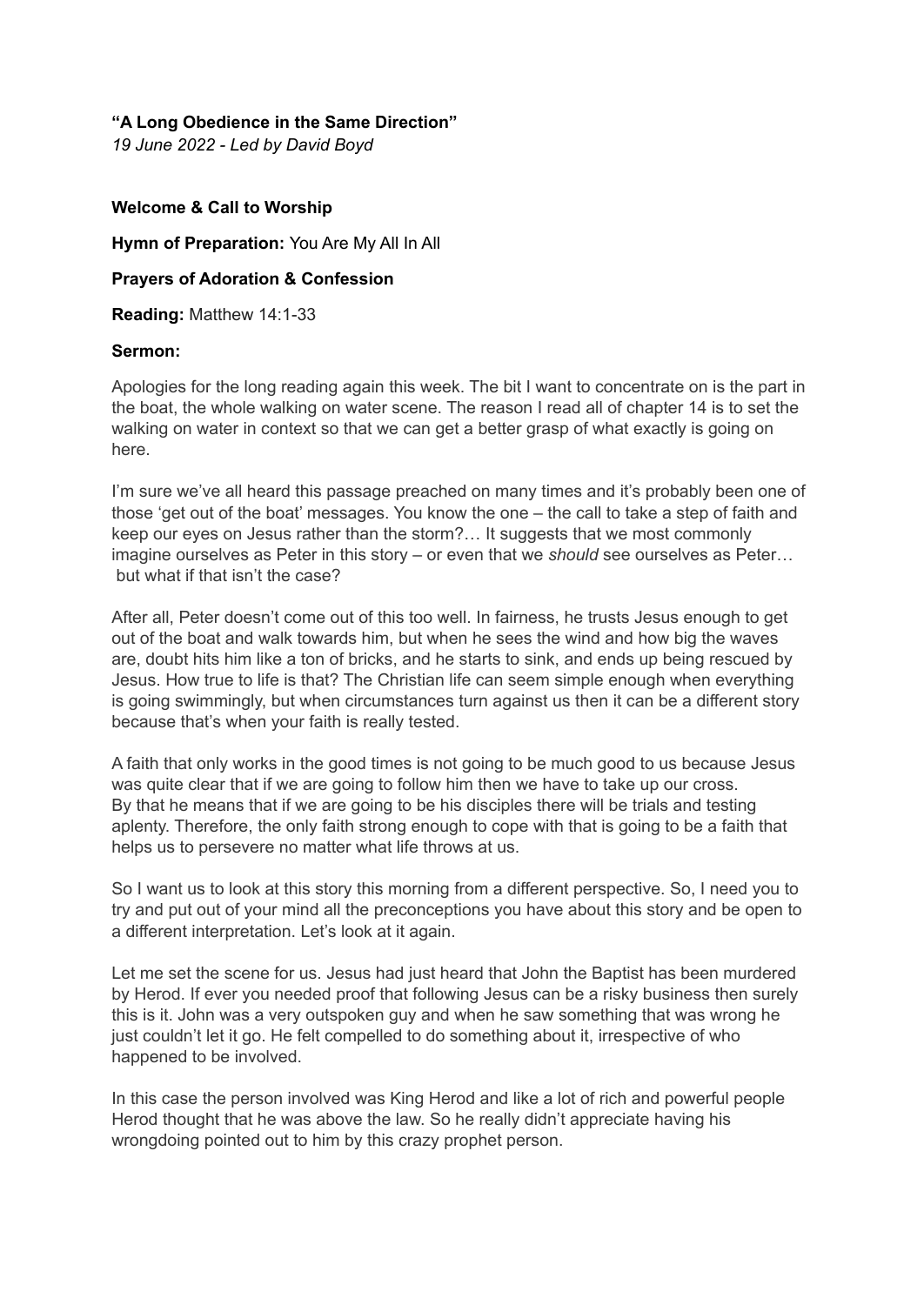**“A Long Obedience in the Same Direction”**

*19 June 2022 - Led by David Boyd*

**Welcome & Call to Worship**

**Hymn of Preparation:** You Are My All In All

**Prayers of Adoration & Confession**

**Reading:** Matthew 14:1-33

**Sermon:**

Apologies for the long reading again this week. The bit I want to concentrate on is the part in the boat, the whole walking on water scene. The reason I read all of chapter 14 is to set the walking on water in context so that we can get a better grasp of what exactly is going on here.

I’m sure we’ve all heard this passage preached on many times and it’s probably been one of those ‘get out of the boat’ messages. You know the one – the call to take a step of faith and keep our eyes on Jesus rather than the storm?… It suggests that we most commonly imagine ourselves as Peter in this story – or even that we *should* see ourselves as Peter… but what if that isn’t the case?

After all, Peter doesn’t come out of this too well. In fairness, he trusts Jesus enough to get out of the boat and walk towards him, but when he sees the wind and how big the waves are, doubt hits him like a ton of bricks, and he starts to sink, and ends up being rescued by Jesus. How true to life is that? The Christian life can seem simple enough when everything is going swimmingly, but when circumstances turn against us then it can be a different story because that’s when your faith is really tested.

A faith that only works in the good times is not going to be much good to us because Jesus was quite clear that if we are going to follow him then we have to take up our cross. By that he means that if we are going to be his disciples there will be trials and testing aplenty. Therefore, the only faith strong enough to cope with that is going to be a faith that helps us to persevere no matter what life throws at us.

So I want us to look at this story this morning from a different perspective. So, I need you to try and put out of your mind all the preconceptions you have about this story and be open to a different interpretation. Let’s look at it again.

Let me set the scene for us. Jesus had just heard that John the Baptist has been murdered by Herod. If ever you needed proof that following Jesus can be a risky business then surely this is it. John was a very outspoken guy and when he saw something that was wrong he just couldn’t let it go. He felt compelled to do something about it, irrespective of who happened to be involved.

In this case the person involved was King Herod and like a lot of rich and powerful people Herod thought that he was above the law. So he really didn’t appreciate having his wrongdoing pointed out to him by this crazy prophet person.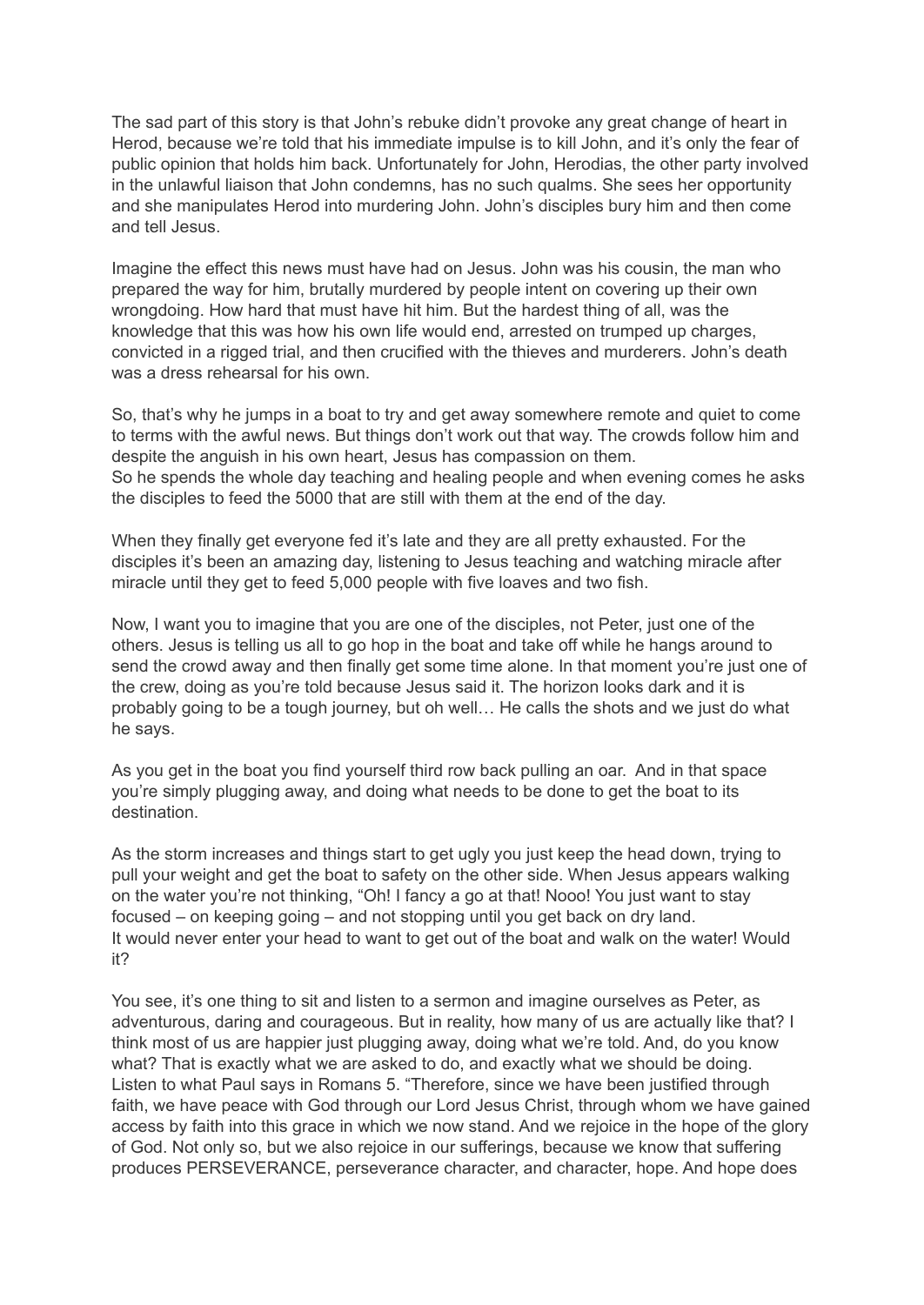The sad part of this story is that John's rebuke didn't provoke any great change of heart in Herod, because we're told that his immediate impulse is to kill John, and it's only the fear of public opinion that holds him back. Unfortunately for John, Herodias, the other party involved in the unlawful liaison that John condemns, has no such qualms. She sees her opportunity and she manipulates Herod into murdering John. John's disciples bury him and then come and tell Jesus.

Imagine the effect this news must have had on Jesus. John was his cousin, the man who prepared the way for him, brutally murdered by people intent on covering up their own wrongdoing. How hard that must have hit him. But the hardest thing of all, was the knowledge that this was how his own life would end, arrested on trumped up charges, convicted in a rigged trial, and then crucified with the thieves and murderers. John's death was a dress rehearsal for his own.

So, that's why he jumps in a boat to try and get away somewhere remote and quiet to come to terms with the awful news. But things don't work out that way. The crowds follow him and despite the anguish in his own heart, Jesus has compassion on them.
So he spends the whole day teaching and healing people and when evening comes he asks the disciples to feed the 5000 that are still with them at the end of the day.

When they finally get everyone fed it's late and they are all pretty exhausted. For the disciples it's been an amazing day, listening to Jesus teaching and watching miracle after miracle until they get to feed 5,000 people with five loaves and two fish.

Now, I want you to imagine that you are one of the disciples, not Peter, just one of the others. Jesus is telling us all to go hop in the boat and take off while he hangs around to send the crowd away and then finally get some time alone. In that moment you're just one of the crew, doing as you're told because Jesus said it. The horizon looks dark and it is probably going to be a tough journey, but oh well… He calls the shots and we just do what he says.

As you get in the boat you find yourself third row back pulling an oar. And in that space you're simply plugging away, and doing what needs to be done to get the boat to its destination.

As the storm increases and things start to get ugly you just keep the head down, trying to pull your weight and get the boat to safety on the other side. When Jesus appears walking on the water you're not thinking, "Oh! I fancy a go at that! Nooo! You just want to stay focused – on keeping going – and not stopping until you get back on dry land.
It would never enter your head to want to get out of the boat and walk on the water! Would it?

You see, it's one thing to sit and listen to a sermon and imagine ourselves as Peter, as adventurous, daring and courageous. But in reality, how many of us are actually like that? I think most of us are happier just plugging away, doing what we're told. And, do you know what? That is exactly what we are asked to do, and exactly what we should be doing.
Listen to what Paul says in Romans 5. "Therefore, since we have been justified through faith, we have peace with God through our Lord Jesus Christ, through whom we have gained access by faith into this grace in which we now stand. And we rejoice in the hope of the glory of God. Not only so, but we also rejoice in our sufferings, because we know that suffering produces PERSEVERANCE, perseverance character, and character, hope. And hope does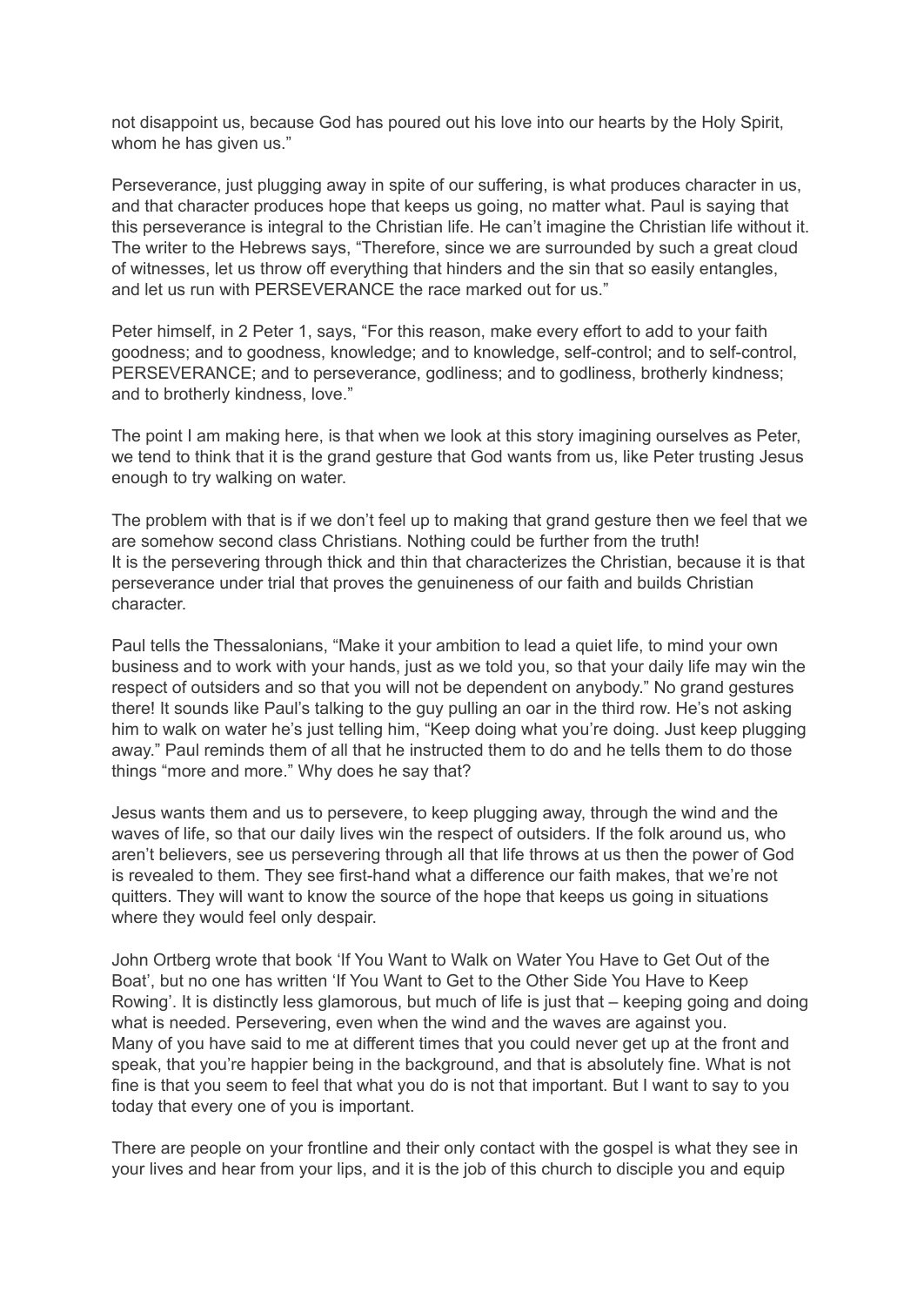not disappoint us, because God has poured out his love into our hearts by the Holy Spirit, whom he has given us."

Perseverance, just plugging away in spite of our suffering, is what produces character in us, and that character produces hope that keeps us going, no matter what. Paul is saying that this perseverance is integral to the Christian life. He can't imagine the Christian life without it. The writer to the Hebrews says, "Therefore, since we are surrounded by such a great cloud of witnesses, let us throw off everything that hinders and the sin that so easily entangles, and let us run with PERSEVERANCE the race marked out for us."

Peter himself, in 2 Peter 1, says, "For this reason, make every effort to add to your faith goodness; and to goodness, knowledge; and to knowledge, self-control; and to self-control, PERSEVERANCE; and to perseverance, godliness; and to godliness, brotherly kindness; and to brotherly kindness, love."

The point I am making here, is that when we look at this story imagining ourselves as Peter, we tend to think that it is the grand gesture that God wants from us, like Peter trusting Jesus enough to try walking on water.

The problem with that is if we don't feel up to making that grand gesture then we feel that we are somehow second class Christians. Nothing could be further from the truth!
It is the persevering through thick and thin that characterizes the Christian, because it is that perseverance under trial that proves the genuineness of our faith and builds Christian character.

Paul tells the Thessalonians, "Make it your ambition to lead a quiet life, to mind your own business and to work with your hands, just as we told you, so that your daily life may win the respect of outsiders and so that you will not be dependent on anybody." No grand gestures there! It sounds like Paul's talking to the guy pulling an oar in the third row. He's not asking him to walk on water he's just telling him, "Keep doing what you're doing. Just keep plugging away." Paul reminds them of all that he instructed them to do and he tells them to do those things "more and more." Why does he say that?

Jesus wants them and us to persevere, to keep plugging away, through the wind and the waves of life, so that our daily lives win the respect of outsiders. If the folk around us, who aren't believers, see us persevering through all that life throws at us then the power of God is revealed to them. They see first-hand what a difference our faith makes, that we're not quitters. They will want to know the source of the hope that keeps us going in situations where they would feel only despair.

John Ortberg wrote that book 'If You Want to Walk on Water You Have to Get Out of the Boat', but no one has written 'If You Want to Get to the Other Side You Have to Keep Rowing'. It is distinctly less glamorous, but much of life is just that – keeping going and doing what is needed. Persevering, even when the wind and the waves are against you.
Many of you have said to me at different times that you could never get up at the front and speak, that you're happier being in the background, and that is absolutely fine. What is not fine is that you seem to feel that what you do is not that important. But I want to say to you today that every one of you is important.

There are people on your frontline and their only contact with the gospel is what they see in your lives and hear from your lips, and it is the job of this church to disciple you and equip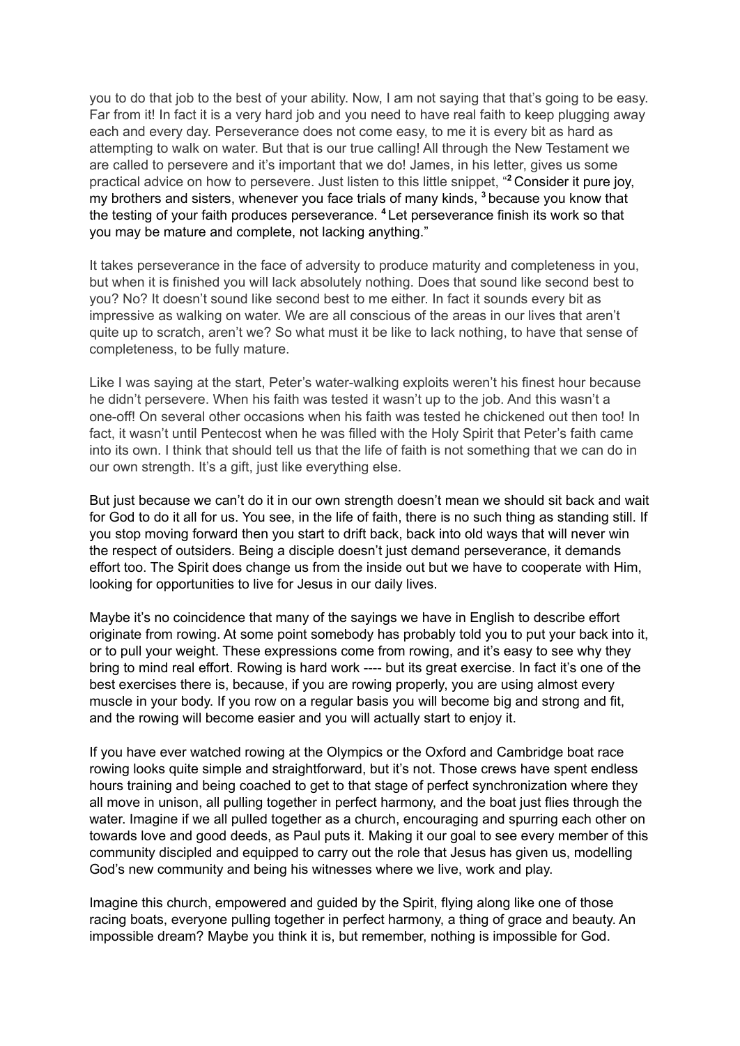you to do that job to the best of your ability. Now, I am not saying that that's going to be easy. Far from it! In fact it is a very hard job and you need to have real faith to keep plugging away each and every day. Perseverance does not come easy, to me it is every bit as hard as attempting to walk on water. But that is our true calling! All through the New Testament we are called to persevere and it's important that we do! James, in his letter, gives us some practical advice on how to persevere. Just listen to this little snippet, "[2] Consider it pure joy, my brothers and sisters, whenever you face trials of many kinds, [3] because you know that the testing of your faith produces perseverance. [4] Let perseverance finish its work so that you may be mature and complete, not lacking anything."

It takes perseverance in the face of adversity to produce maturity and completeness in you, but when it is finished you will lack absolutely nothing. Does that sound like second best to you? No? It doesn't sound like second best to me either. In fact it sounds every bit as impressive as walking on water. We are all conscious of the areas in our lives that aren't quite up to scratch, aren't we? So what must it be like to lack nothing, to have that sense of completeness, to be fully mature.

Like I was saying at the start, Peter's water-walking exploits weren't his finest hour because he didn't persevere. When his faith was tested it wasn't up to the job. And this wasn't a one-off! On several other occasions when his faith was tested he chickened out then too! In fact, it wasn't until Pentecost when he was filled with the Holy Spirit that Peter's faith came into its own. I think that should tell us that the life of faith is not something that we can do in our own strength. It's a gift, just like everything else.

But just because we can't do it in our own strength doesn't mean we should sit back and wait for God to do it all for us. You see, in the life of faith, there is no such thing as standing still. If you stop moving forward then you start to drift back, back into old ways that will never win the respect of outsiders. Being a disciple doesn't just demand perseverance, it demands effort too. The Spirit does change us from the inside out but we have to cooperate with Him, looking for opportunities to live for Jesus in our daily lives.

Maybe it's no coincidence that many of the sayings we have in English to describe effort originate from rowing. At some point somebody has probably told you to put your back into it, or to pull your weight. These expressions come from rowing, and it's easy to see why they bring to mind real effort. Rowing is hard work ---- but its great exercise. In fact it's one of the best exercises there is, because, if you are rowing properly, you are using almost every muscle in your body. If you row on a regular basis you will become big and strong and fit, and the rowing will become easier and you will actually start to enjoy it.

If you have ever watched rowing at the Olympics or the Oxford and Cambridge boat race rowing looks quite simple and straightforward, but it's not. Those crews have spent endless hours training and being coached to get to that stage of perfect synchronization where they all move in unison, all pulling together in perfect harmony, and the boat just flies through the water. Imagine if we all pulled together as a church, encouraging and spurring each other on towards love and good deeds, as Paul puts it. Making it our goal to see every member of this community discipled and equipped to carry out the role that Jesus has given us, modelling God's new community and being his witnesses where we live, work and play.

Imagine this church, empowered and guided by the Spirit, flying along like one of those racing boats, everyone pulling together in perfect harmony, a thing of grace and beauty. An impossible dream? Maybe you think it is, but remember, nothing is impossible for God.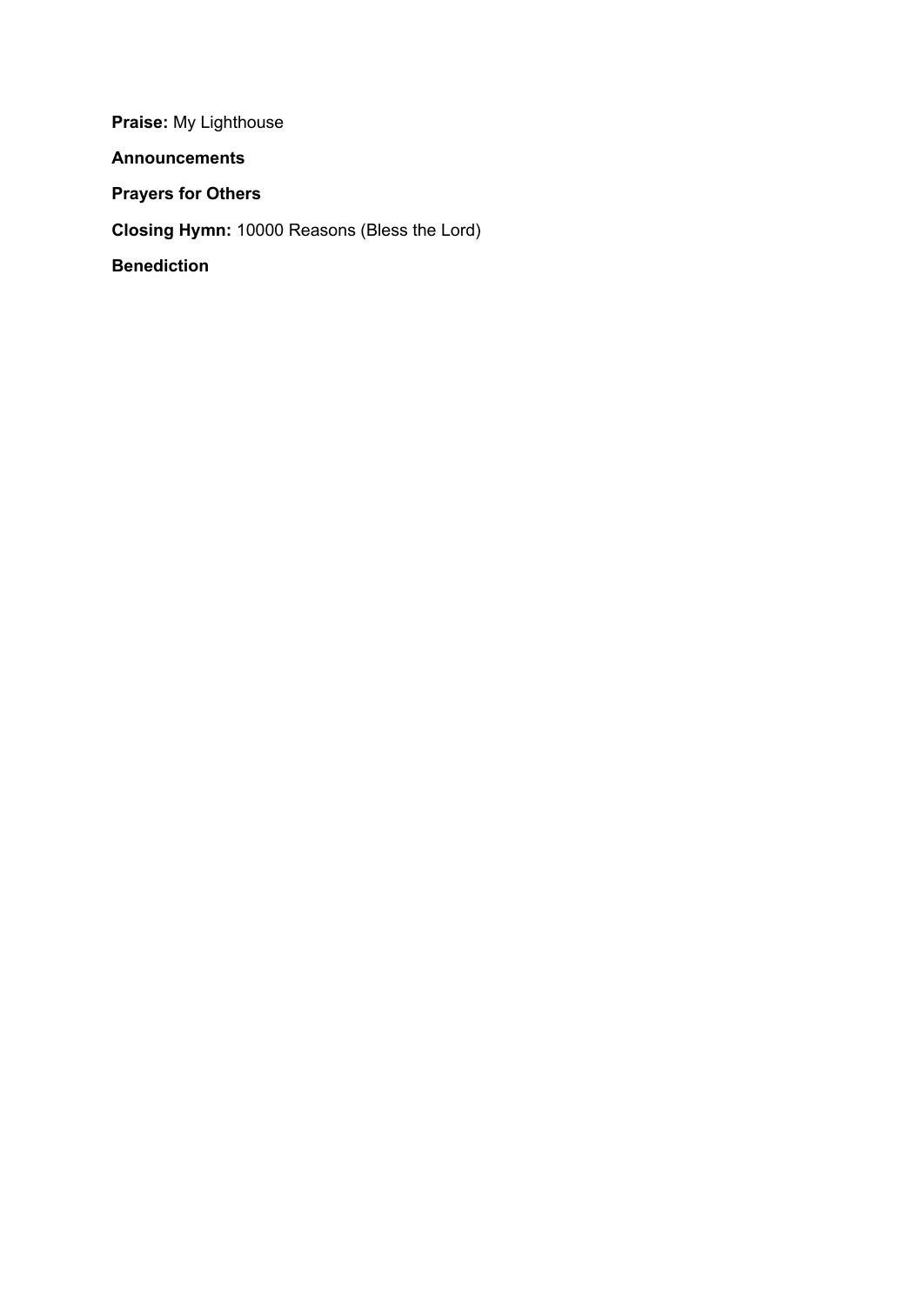**Praise:** My Lighthouse

**Announcements**

**Prayers for Others**

**Closing Hymn:** 10000 Reasons (Bless the Lord)

**Benediction**